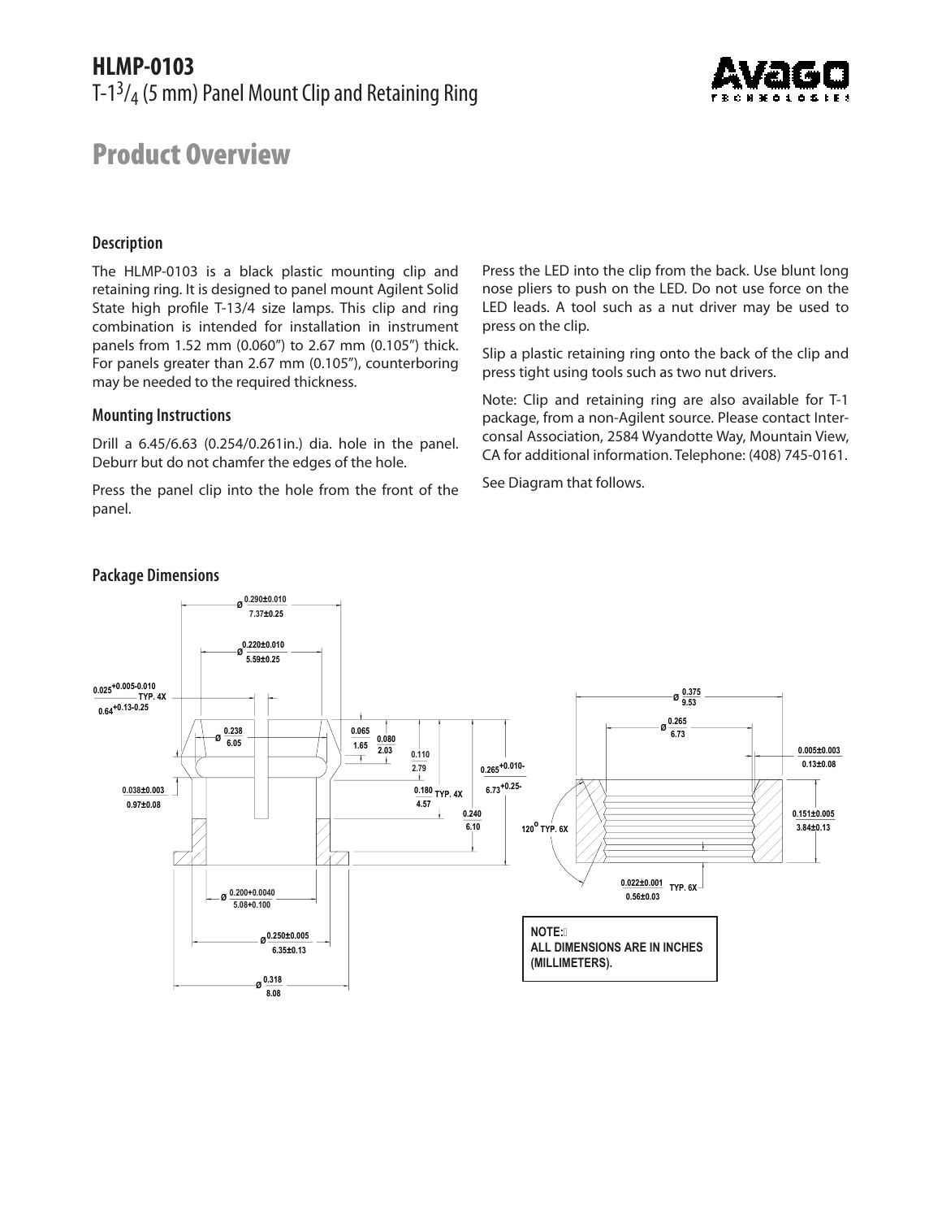# HLMP-0103

T-1$^{3}/_{4}$ (5 mm) Panel Mount Clip and Retaining Ring

## Product Overview

### Description

The HLMP-0103 is a black plastic mounting clip and retaining ring. It is designed to panel mount Agilent Solid State high profile T-13/4 size lamps. This clip and ring combination is intended for installation in instrument panels from 1.52 mm (0.060") to 2.67 mm (0.105") thick. For panels greater than 2.67 mm (0.105"), counterboring may be needed to the required thickness.

### Mounting Instructions

Drill a 6.45/6.63 (0.254/0.261in.) dia. hole in the panel. Deburr but do not chamfer the edges of the hole.

Press the panel clip into the hole from the front of the panel.

Press the LED into the clip from the back. Use blunt long nose pliers to push on the LED. Do not use force on the LED leads. A tool such as a nut driver may be used to press on the clip.

Slip a plastic retaining ring onto the back of the clip and press tight using tools such as two nut drivers.

Note: Clip and retaining ring are also available for T-1 package, from a non-Agilent source. Please contact Interconsal Association, 2584 Wyandotte Way, Mountain View, CA for additional information. Telephone: (408) 745-0161.

See Diagram that follows.

### Package Dimensions

Ø 0.290±0.010 / 7.37±0.25
Ø 0.220±0.010 / 5.59±0.25
0.025 +0.005-0.010 / 0.64 +0.13-0.25 TYP. 4X
Ø 0.238 / 6.05
0.065 / 1.65
0.080 / 2.03
0.110 / 2.79
0.265 +0.010- / 6.73 +0.25-
0.180 / 4.57 TYP. 4X
0.240 / 6.10
0.038±0.003 / 0.97±0.08
Ø 0.200+0.0040 / 5.08+0.100
Ø 0.250±0.005 / 6.35±0.13
Ø 0.318 / 8.08

Ø 0.375 / 9.53
Ø 0.265 / 6.73
0.005±0.003 / 0.13±0.08
0.151±0.005 / 3.84±0.13
120° TYP. 6X
0.022±0.001 / 0.56±0.03 TYP. 6X

NOTE:
ALL DIMENSIONS ARE IN INCHES (MILLIMETERS).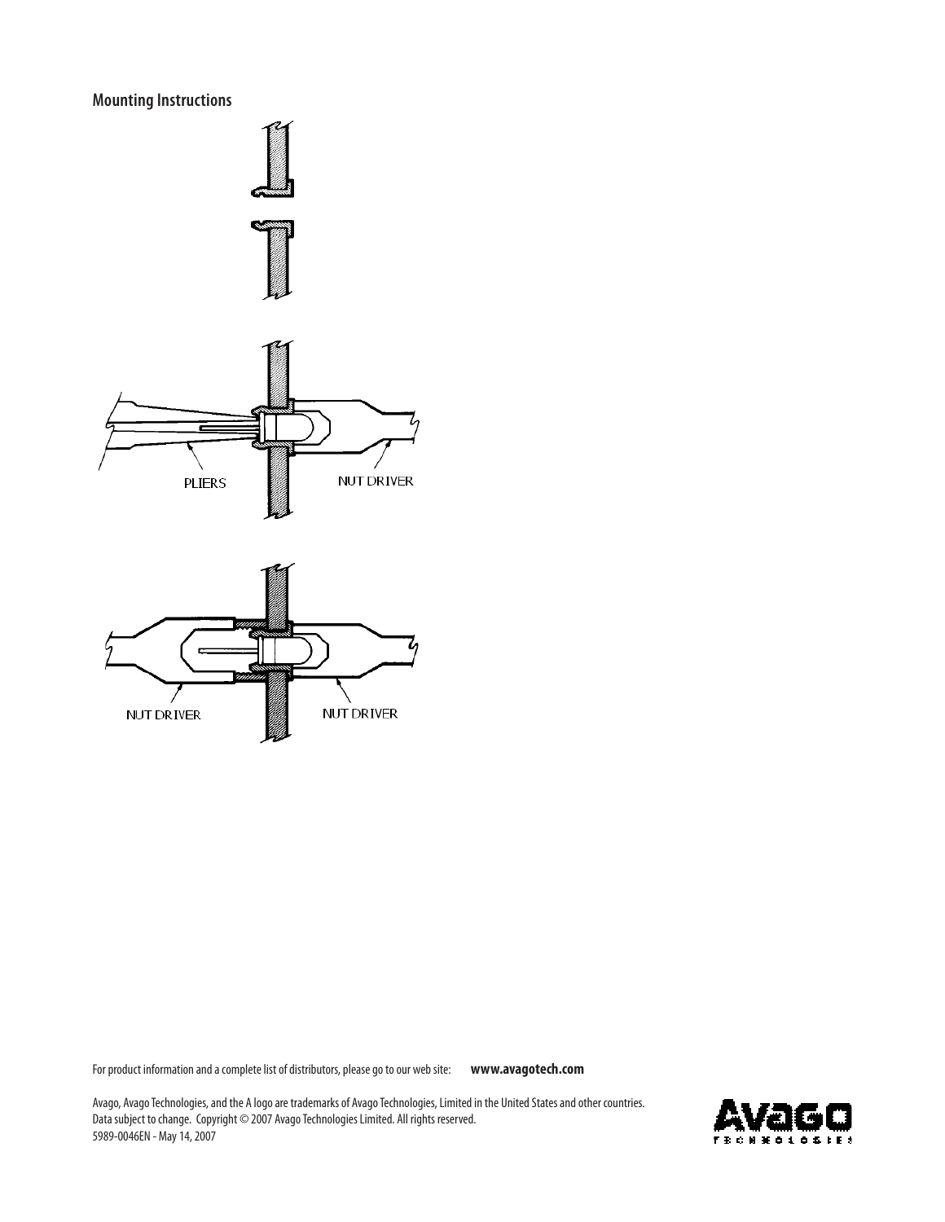## Mounting Instructions

PLIERS

NUT DRIVER

NUT DRIVER

NUT DRIVER

For product information and a complete list of distributors, please go to our web site: **www.avagotech.com**

Avago, Avago Technologies, and the A logo are trademarks of Avago Technologies, Limited in the United States and other countries.
Data subject to change. Copyright © 2007 Avago Technologies Limited. All rights reserved.
5989-0046EN - May 14, 2007